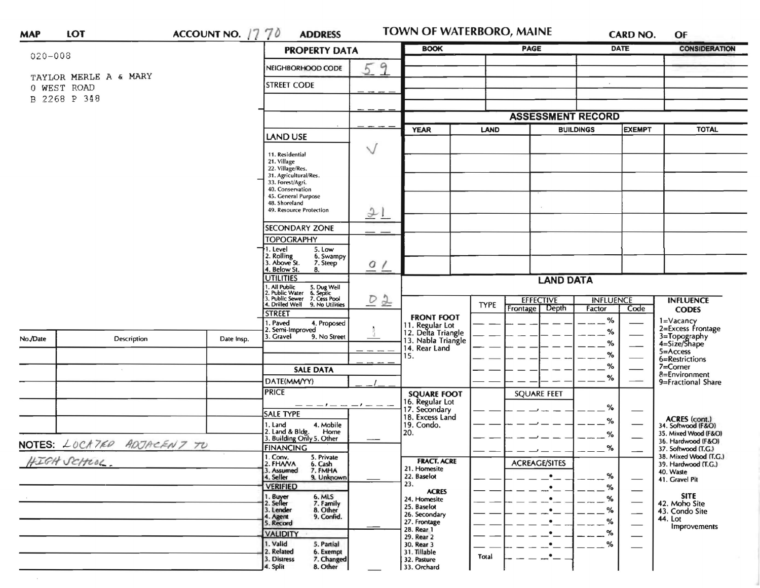**MAP** **LOT** **ACCOUNT NO.** 1770 **ADDRESS** **TOWN OF WATERBORO, MAINE** **CARD NO.** **OF**

020-008

TAYLOR MERLE A & MARY
0 WEST ROAD
B 2268 P 348

## PROPERTY DATA

| Field | Value |
|---|---|
| NEIGHBORHOOD CODE | 59 |
| STREET CODE | |
| | |
| | |
| LAND USE | ✓ |
| 11. Residential, 21. Village, 22. Village/Res., 31. Agricultural/Res., 33. Forest/Agri., 40. Conservation, 45. General Purpose, 48. Shoreland, 49. Resource Protection | 21 |
| SECONDARY ZONE | |
| TOPOGRAPHY: 1. Level, 2. Rolling, 3. Above St., 4. Below St., 5. Low, 6. Swampy, 7. Steep, 8. | 01 |
| UTILITIES: 1. All Public, 2. Public Water, 3. Public Sewer, 4. Drilled Well, 5. Dug Well, 6. Septic, 7. Cess Pool, 9. No Utilities | 02 |
| STREET: 1. Paved, 2. Semi-Improved, 3. Gravel, 4. Proposed, 9. No Street | 1 |

## SALE DATA

| Field | Value |
|---|---|
| DATE(MM/YY) | / |
| PRICE | , , |
| SALE TYPE: 1. Land, 2. Land & Bldg., 3. Building Only, 4. Mobile Home, 5. Other | |
| FINANCING: 1. Conv., 2. FHA/VA, 3. Assumed, 4. Seller, 5. Private, 6. Cash, 7. FMHA, 9. Unknown | |
| VERIFIED: 1. Buyer, 2. Seller, 3. Lender, 4. Agent, 5. Record, 6. MLS, 7. Family, 8. Other, 9. Confid. | |
| VALIDITY: 1. Valid, 2. Related, 3. Distress, 4. Split, 5. Partial, 6. Exempt, 7. Changed, 8. Other | |

| BOOK | PAGE | DATE | CONSIDERATION |
|---|---|---|---|
| | | | |
| | | | |
| | | | |
| | | | |

## ASSESSMENT RECORD

| YEAR | LAND | BUILDINGS | EXEMPT | TOTAL |
|---|---|---|---|---|
| | | | | |
| | | | | |
| | | | | |
| | | | | |
| | | | | |
| | | | | |
| | | | | |

## LAND DATA

| | TYPE | EFFECTIVE Frontage | EFFECTIVE Depth | INFLUENCE Factor | INFLUENCE Code |
|---|---|---|---|---|---|
| **FRONT FOOT** 11. Regular Lot, 12. Delta Triangle, 13. Nabla Triangle, 14. Rear Land, 15. | | | | % | |
| **SQUARE FOOT** 16. Regular Lot, 17. Secondary, 18. Excess Land, 19. Condo., 20. | | SQUARE FEET | | % | |
| **FRACT. ACRE** 21. Homesite, 22. Baselot, 23. **ACRES** 24. Homesite, 25. Baselot, 26. Secondary, 27. Frontage, 28. Rear 1, 29. Rear 2, 30. Rear 3, 31. Tillable, 32. Pasture, 33. Orchard | | ACREAGE/SITES | | % | |
| | Total | | | | |

**INFLUENCE CODES**
1=Vacancy
2=Excess Frontage
3=Topography
4=Size/Shape
5=Access
6=Restrictions
7=Corner
8=Environment
9=Fractional Share

**ACRES (cont.)**
34. Softwood (F&O)
35. Mixed Wood (F&O)
36. Hardwood (F&O)
37. Softwood (T.G.)
38. Mixed Wood (T.G.)
39. Hardwood (T.G.)
40. Waste
41. Gravel Pit

**SITE**
42. Moho Site
43. Condo Site
44. Lot Improvements

| No./Date | Description | Date Insp. |
|---|---|---|
| | | |
| | | |
| | | |
| | | |
| | | |

**NOTES:** LOCATED ADJACENT TO HIGH SCHOOL.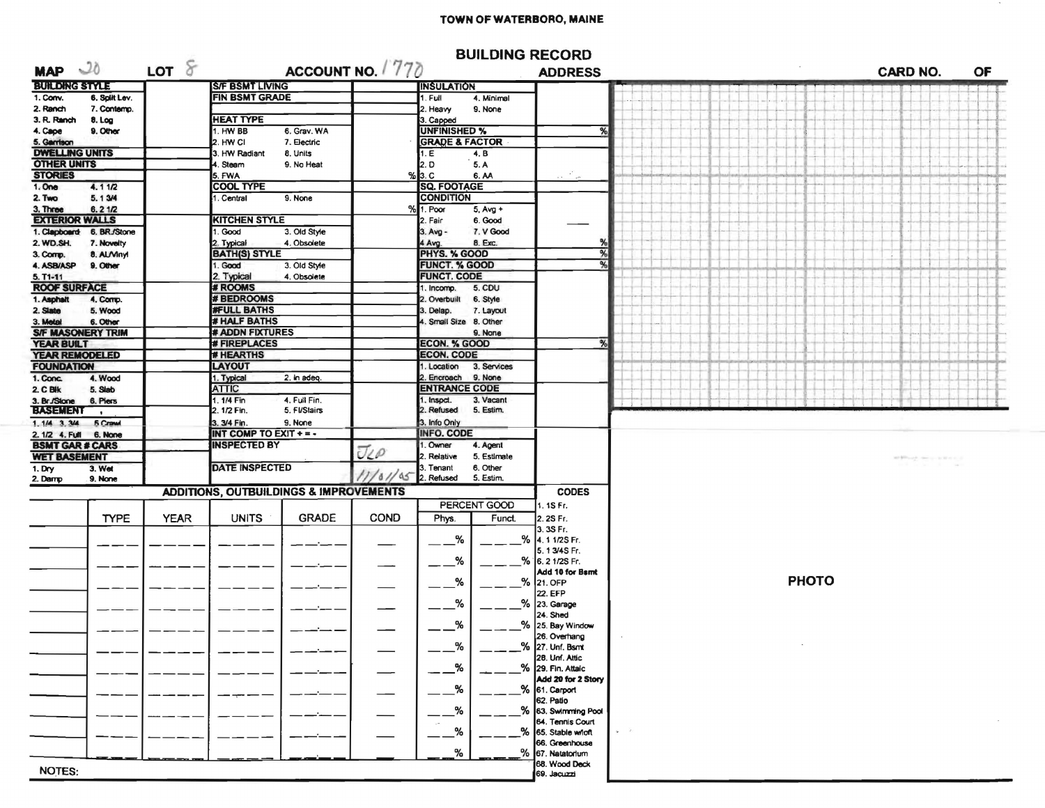TOWN OF WATERBORO, MAINE

# BUILDING RECORD

MAP 20 | LOT 8 | ACCOUNT NO. 1770 | ADDRESS | CARD NO. | OF

| | | | | | |
|---|---|---|---|---|---|
| **BUILDING STYLE** | | **S/F BSMT LIVING** | | **INSULATION** | |
| 1. Conv. 6. Split Lev. 2. Ranch 7. Contemp. 3. R. Ranch 8. Log 4. Cape 9. Other 5. Garrison | | **FIN BSMT GRADE** | | 1. Full 4. Minimal 2. Heavy 9. None 3. Capped | |
| **DWELLING UNITS** | | **HEAT TYPE** 1. HW BB 6. Grav. WA 2. HW CI 7. Electric 3. HW Radiant 8. Units 4. Steam 9. No Heat 5. FWA | % | **UNFINISHED %** | % |
| **OTHER UNITS** | | | | **GRADE & FACTOR** 1. E 4. B 2. D 5. A 3. C 6. AA | |
| **STORIES** 1. One 4. 1 1/2 2. Two 5. 1 3/4 3. Three 6. 2 1/2 | | **COOL TYPE** 1. Central 9. None | % | **SQ. FOOTAGE** | |
| **EXTERIOR WALLS** 1. Clapboard 6. BR/Stone 2. WD.SH. 7. Novelty 3. Comp. 8. AL/Vinyl 4. ASB/ASP 9. Other 5. T1-11 | | **KITCHEN STYLE** 1. Good 3. Old Style 2. Typical 4. Obsolete | | **CONDITION** 1. Poor 5. Avg + 2. Fair 6. Good 3. Avg - 7. V Good 4 Avg. 8. Exc. | |
| | | **BATH(S) STYLE** 1. Good 3. Old Style 2. Typical 4. Obsolete | | **PHYS. % GOOD** | % |
| | | | | **FUNCT. % GOOD** | % |
| **ROOF SURFACE** 1. Asphalt 4. Comp. 2. Slate 5. Wood 3. Metal 6. Other | | **# ROOMS** | | **FUNCT. CODE** 1. Incomp. 5. CDU 2. Overbuilt 6. Style 3. Delap. 7. Layout 4. Small Size 8. Other 9. None | |
| | | **# BEDROOMS** | | | |
| | | **#FULL BATHS** | | | |
| | | **# HALF BATHS** | | | |
| **S/F MASONERY TRIM** | | **# ADDN FIXTURES** | | | |
| **YEAR BUILT** | | **# FIREPLACES** | | **ECON. % GOOD** | % |
| **YEAR REMODELED** | | **# HEARTHS** | | **ECON. CODE** | |
| **FOUNDATION** 1. Conc. 4. Wood 2. C Blk 5. Slab 3. Br./Stone 6. Piers | | **LAYOUT** 1. Typical 2. In adeq. | | 1. Location 3. Services 2. Encroach 9. None | |
| **BASEMENT** 1. 1/4 3. 3/4 5 Crawl 2. 1/2 4. Full 6. None | | **ATTIC** 1. 1/4 Fin 4. Full Fin. 2. 1/2 Fin. 5. Fl/Stairs 3. 3/4 Fin. 9. None | | **ENTRANCE CODE** 1. Inspct. 3. Vacant 2. Refused 5. Estim. 3. Info Only | |
| **BSMT GAR # CARS** | | **INT COMP TO EXIT + = -** | | **INFO. CODE** | |
| **WET BASEMENT** 1. Dry 3. Wet 2. Damp 9. None | | **INSPECTED BY** | JLP | 1. Owner 4. Agent 2. Relative 5. Estimate 3. Tenant 6. Other 2. Refused 5. Estim. | |
| | | **DATE INSPECTED** | 11/01/05 | | |

## ADDITIONS, OUTBUILDINGS & IMPROVEMENTS

| | TYPE | YEAR | UNITS | GRADE | COND | PERCENT GOOD Phys. | Funct. |
|---|---|---|---|---|---|---|---|
| | | | | | | % | % |
| | | | | | | % | % |
| | | | | | | % | % |
| | | | | | | % | % |
| | | | | | | % | % |
| | | | | | | % | % |
| | | | | | | % | % |
| | | | | | | % | % |
| | | | | | | % | % |
| | | | | | | % | % |
| | | | | | | % | % |

**CODES**
1. 1S Fr.
2. 2S Fr.
3. 3S Fr.
4. 1 1/2S Fr.
5. 1 3/4S Fr.
6. 2 1/2S Fr.

Add 10 for Bsmt

21. OFP
22. EFP
23. Garage
24. Shed
25. Bay Window
26. Overhang
27. Unf. Bsmt
28. Unf. Attic
29. Fin. Attaic

Add 20 for 2 Story

61. Carport
62. Patio
63. Swimming Pool
64. Tennis Court
65. Stable w/loft
66. Greenhouse
67. Natatorium
68. Wood Deck
69. Jacuzzi

NOTES:

PHOTO